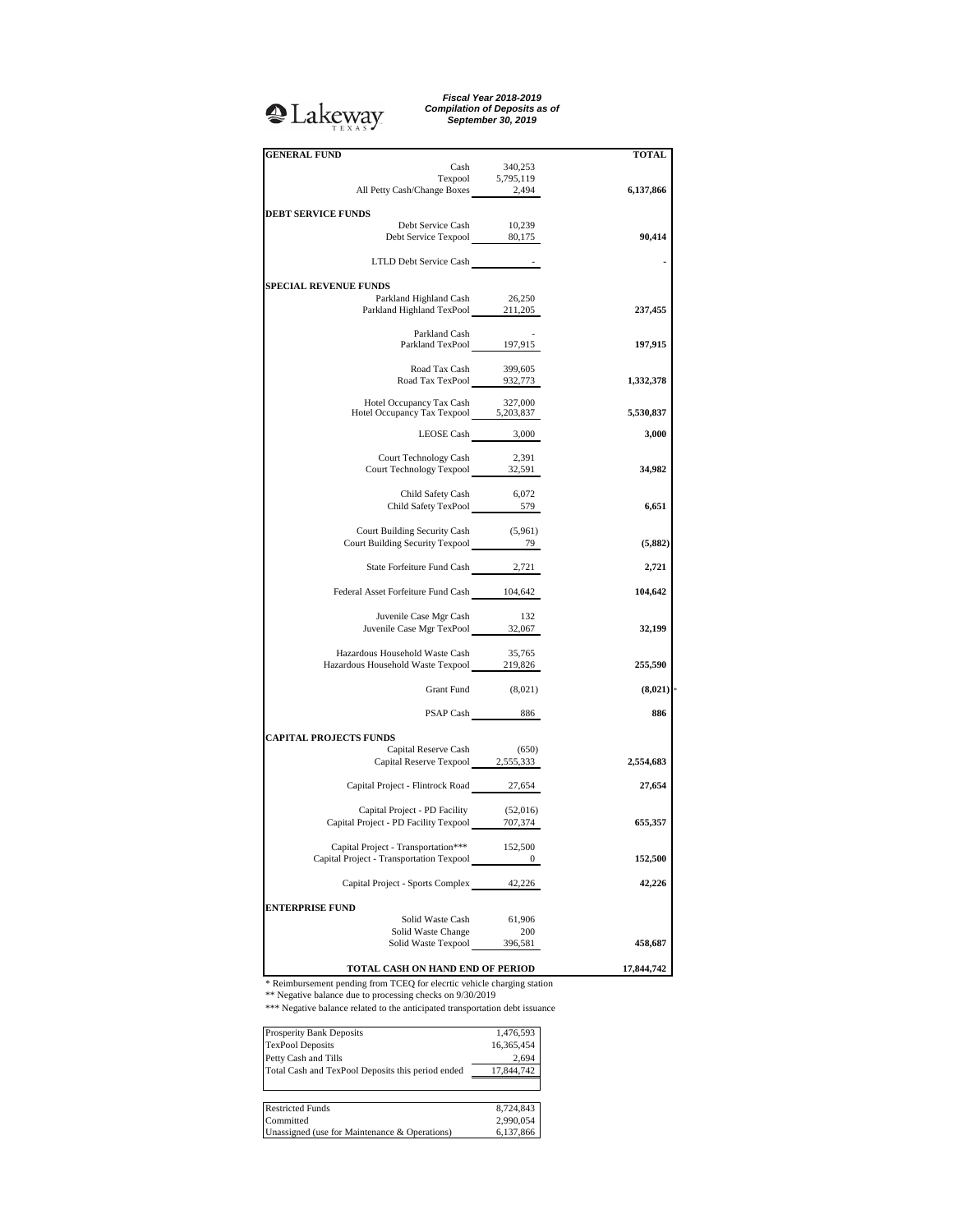Lakeway TEXAS

***Fiscal Year 2018-2019***
***Compilation of Deposits as of***
***September 30, 2019***

| | | TOTAL |
|---|---|---|
| **GENERAL FUND** | | |
| Cash | 340,253 | |
| Texpool | 5,795,119 | |
| All Petty Cash/Change Boxes | 2,494 | **6,137,866** |
| **DEBT SERVICE FUNDS** | | |
| Debt Service Cash | 10,239 | |
| Debt Service Texpool | 80,175 | **90,414** |
| LTLD Debt Service Cash | - | - |
| **SPECIAL REVENUE FUNDS** | | |
| Parkland Highland Cash | 26,250 | |
| Parkland Highland TexPool | 211,205 | **237,455** |
| Parkland Cash | - | |
| Parkland TexPool | 197,915 | **197,915** |
| Road Tax Cash | 399,605 | |
| Road Tax TexPool | 932,773 | **1,332,378** |
| Hotel Occupancy Tax Cash | 327,000 | |
| Hotel Occupancy Tax Texpool | 5,203,837 | **5,530,837** |
| LEOSE Cash | 3,000 | **3,000** |
| Court Technology Cash | 2,391 | |
| Court Technology Texpool | 32,591 | **34,982** |
| Child Safety Cash | 6,072 | |
| Child Safety TexPool | 579 | **6,651** |
| Court Building Security Cash | (5,961) | |
| Court Building Security Texpool | 79 | **(5,882)** |
| State Forfeiture Fund Cash | 2,721 | **2,721** |
| Federal Asset Forfeiture Fund Cash | 104,642 | **104,642** |
| Juvenile Case Mgr Cash | 132 | |
| Juvenile Case Mgr TexPool | 32,067 | **32,199** |
| Hazardous Household Waste Cash | 35,765 | |
| Hazardous Household Waste Texpool | 219,826 | **255,590** |
| Grant Fund | (8,021) | **(8,021)** * |
| PSAP Cash | 886 | **886** |
| **CAPITAL PROJECTS FUNDS** | | |
| Capital Reserve Cash | (650) | |
| Capital Reserve Texpool | 2,555,333 | **2,554,683** |
| Capital Project - Flintrock Road | 27,654 | **27,654** |
| Capital Project - PD Facility | (52,016) | |
| Capital Project - PD Facility Texpool | 707,374 | **655,357** |
| Capital Project - Transportation*** | 152,500 | |
| Capital Project - Transportation Texpool | 0 | **152,500** |
| Capital Project - Sports Complex | 42,226 | **42,226** |
| **ENTERPRISE FUND** | | |
| Solid Waste Cash | 61,906 | |
| Solid Waste Change | 200 | |
| Solid Waste Texpool | 396,581 | **458,687** |
| **TOTAL CASH ON HAND END OF PERIOD** | | **17,844,742** |

* Reimbursement pending from TCEQ for elecrtic vehicle charging station
** Negative balance due to processing checks on 9/30/2019
*** Negative balance related to the anticipated transportation debt issuance

| | |
|---|---|
| Prosperity Bank Deposits | 1,476,593 |
| TexPool Deposits | 16,365,454 |
| Petty Cash and Tills | 2,694 |
| Total Cash and TexPool Deposits this period ended | 17,844,742 |

| | |
|---|---|
| Restricted Funds | 8,724,843 |
| Committed | 2,990,054 |
| Unassigned (use for Maintenance & Operations) | 6,137,866 |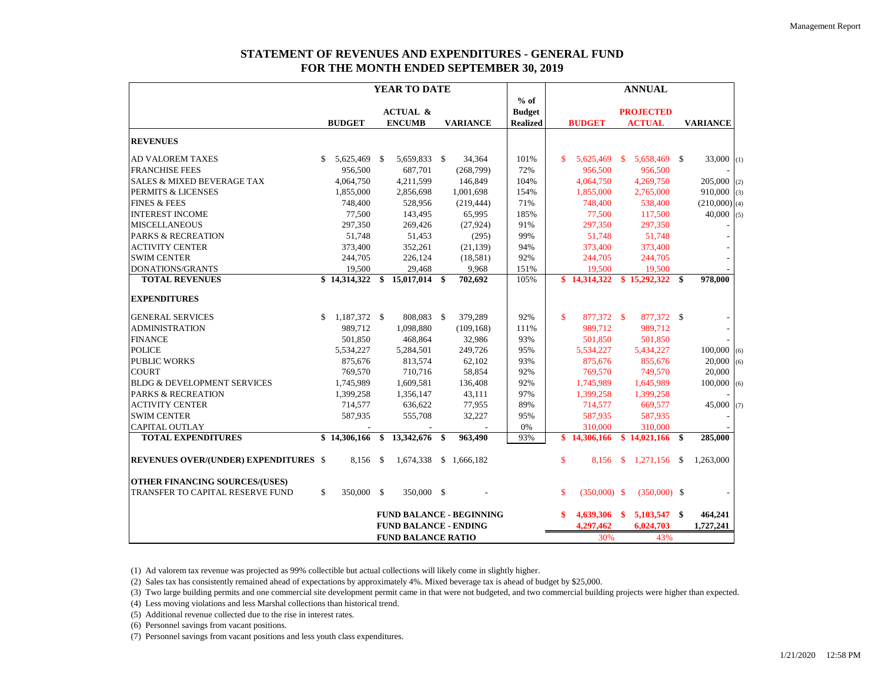# STATEMENT OF REVENUES AND EXPENDITURES - GENERAL FUND
## FOR THE MONTH ENDED SEPTEMBER 30, 2019

| | YEAR TO DATE | | | % of | ANNUAL | | | |
|---|---|---|---|---|---|---|---|---|
| | BUDGET | ACTUAL & ENCUMB | VARIANCE | Budget Realized | BUDGET | PROJECTED ACTUAL | VARIANCE | |
| **REVENUES** | | | | | | | | |
| AD VALOREM TAXES | $ 5,625,469 | $ 5,659,833 | $ 34,364 | 101% | $ 5,625,469 | $ 5,658,469 | $ 33,000 | (1) |
| FRANCHISE FEES | 956,500 | 687,701 | (268,799) | 72% | 956,500 | 956,500 | - | |
| SALES & MIXED BEVERAGE TAX | 4,064,750 | 4,211,599 | 146,849 | 104% | 4,064,750 | 4,269,750 | 205,000 | (2) |
| PERMITS & LICENSES | 1,855,000 | 2,856,698 | 1,001,698 | 154% | 1,855,000 | 2,765,000 | 910,000 | (3) |
| FINES & FEES | 748,400 | 528,956 | (219,444) | 71% | 748,400 | 538,400 | (210,000) | (4) |
| INTEREST INCOME | 77,500 | 143,495 | 65,995 | 185% | 77,500 | 117,500 | 40,000 | (5) |
| MISCELLANEOUS | 297,350 | 269,426 | (27,924) | 91% | 297,350 | 297,350 | - | |
| PARKS & RECREATION | 51,748 | 51,453 | (295) | 99% | 51,748 | 51,748 | - | |
| ACTIVITY CENTER | 373,400 | 352,261 | (21,139) | 94% | 373,400 | 373,400 | - | |
| SWIM CENTER | 244,705 | 226,124 | (18,581) | 92% | 244,705 | 244,705 | - | |
| DONATIONS/GRANTS | 19,500 | 29,468 | 9,968 | 151% | 19,500 | 19,500 | - | |
| **TOTAL REVENUES** | **$ 14,314,322** | **$ 15,017,014** | **$ 702,692** | 105% | **$ 14,314,322** | **$ 15,292,322** | **$ 978,000** | |
| **EXPENDITURES** | | | | | | | | |
| GENERAL SERVICES | $ 1,187,372 | $ 808,083 | $ 379,289 | 92% | $ 877,372 | $ 877,372 | $ - | |
| ADMINISTRATION | 989,712 | 1,098,880 | (109,168) | 111% | 989,712 | 989,712 | - | |
| FINANCE | 501,850 | 468,864 | 32,986 | 93% | 501,850 | 501,850 | - | |
| POLICE | 5,534,227 | 5,284,501 | 249,726 | 95% | 5,534,227 | 5,434,227 | 100,000 | (6) |
| PUBLIC WORKS | 875,676 | 813,574 | 62,102 | 93% | 875,676 | 855,676 | 20,000 | (6) |
| COURT | 769,570 | 710,716 | 58,854 | 92% | 769,570 | 749,570 | 20,000 | |
| BLDG & DEVELOPMENT SERVICES | 1,745,989 | 1,609,581 | 136,408 | 92% | 1,745,989 | 1,645,989 | 100,000 | (6) |
| PARKS & RECREATION | 1,399,258 | 1,356,147 | 43,111 | 97% | 1,399,258 | 1,399,258 | - | |
| ACTIVITY CENTER | 714,577 | 636,622 | 77,955 | 89% | 714,577 | 669,577 | 45,000 | (7) |
| SWIM CENTER | 587,935 | 555,708 | 32,227 | 95% | 587,935 | 587,935 | - | |
| CAPITAL OUTLAY | - | - | - | 0% | 310,000 | 310,000 | - | |
| **TOTAL EXPENDITURES** | **$ 14,306,166** | **$ 13,342,676** | **$ 963,490** | 93% | **$ 14,306,166** | **$ 14,021,166** | **$ 285,000** | |
| **REVENUES OVER/(UNDER) EXPENDITURES** | $ 8,156 | $ 1,674,338 | $ 1,666,182 | | $ 8,156 | $ 1,271,156 | $ 1,263,000 | |
| **OTHER FINANCING SOURCES/(USES)** | | | | | | | | |
| TRANSFER TO CAPITAL RESERVE FUND | $ 350,000 | $ 350,000 | $ - | | $ (350,000) | $ (350,000) | $ - | |
| | | **FUND BALANCE - BEGINNING** | | | **$ 4,639,306** | **$ 5,103,547** | **$ 464,241** | |
| | | **FUND BALANCE - ENDING** | | | **4,297,462** | **6,024,703** | **1,727,241** | |
| | | **FUND BALANCE RATIO** | | | 30% | 43% | | |

(1) Ad valorem tax revenue was projected as 99% collectible but actual collections will likely come in slightly higher.

(2) Sales tax has consistently remained ahead of expectations by approximately 4%. Mixed beverage tax is ahead of budget by $25,000.

(3) Two large building permits and one commercial site development permit came in that were not budgeted, and two commercial building projects were higher than expected.

(4) Less moving violations and less Marshal collections than historical trend.

(5) Additional revenue collected due to the rise in interest rates.

(6) Personnel savings from vacant positions.

(7) Personnel savings from vacant positions and less youth class expenditures.